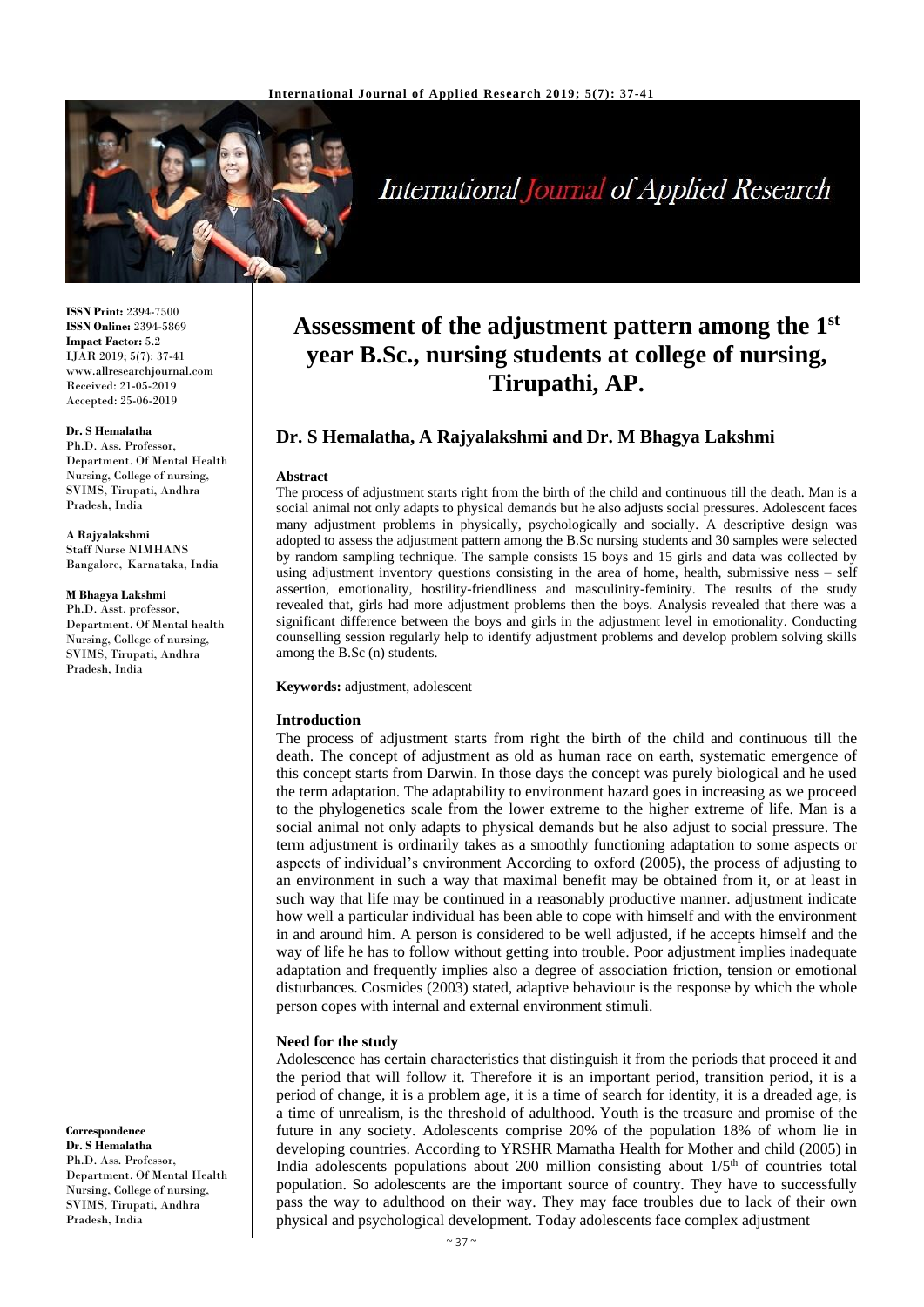**ISSN Print:** 2394-7500
**ISSN Online:** 2394-5869
**Impact Factor:** 5.2
IJAR 2019; 5(7): 37-41
www.allresearchjournal.com
Received: 21-05-2019
Accepted: 25-06-2019

**Dr. S Hemalatha**
Ph.D. Ass. Professor, Department. Of Mental Health Nursing, College of nursing, SVIMS, Tirupati, Andhra Pradesh, India

**A Rajyalakshmi**
Staff Nurse NIMHANS Bangalore, Karnataka, India

**M Bhagya Lakshmi**
Ph.D. Asst. professor, Department. Of Mental health Nursing, College of nursing, SVIMS, Tirupati, Andhra Pradesh, India

**Correspondence**
**Dr. S Hemalatha**
Ph.D. Ass. Professor, Department. Of Mental Health Nursing, College of nursing, SVIMS, Tirupati, Andhra Pradesh, India

# Assessment of the adjustment pattern among the 1st year B.Sc., nursing students at college of nursing, Tirupathi, AP.

## Dr. S Hemalatha, A Rajyalakshmi and Dr. M Bhagya Lakshmi

**Abstract**

The process of adjustment starts right from the birth of the child and continuous till the death. Man is a social animal not only adapts to physical demands but he also adjusts social pressures. Adolescent faces many adjustment problems in physically, psychologically and socially. A descriptive design was adopted to assess the adjustment pattern among the B.Sc nursing students and 30 samples were selected by random sampling technique. The sample consists 15 boys and 15 girls and data was collected by using adjustment inventory questions consisting in the area of home, health, submissive ness – self assertion, emotionality, hostility-friendliness and masculinity-feminity. The results of the study revealed that, girls had more adjustment problems then the boys. Analysis revealed that there was a significant difference between the boys and girls in the adjustment level in emotionality. Conducting counselling session regularly help to identify adjustment problems and develop problem solving skills among the B.Sc (n) students.

**Keywords:** adjustment, adolescent

### Introduction

The process of adjustment starts from right the birth of the child and continuous till the death. The concept of adjustment as old as human race on earth, systematic emergence of this concept starts from Darwin. In those days the concept was purely biological and he used the term adaptation. The adaptability to environment hazard goes in increasing as we proceed to the phylogenetics scale from the lower extreme to the higher extreme of life. Man is a social animal not only adapts to physical demands but he also adjust to social pressure. The term adjustment is ordinarily takes as a smoothly functioning adaptation to some aspects or aspects of individual's environment According to oxford (2005), the process of adjusting to an environment in such a way that maximal benefit may be obtained from it, or at least in such way that life may be continued in a reasonably productive manner. adjustment indicate how well a particular individual has been able to cope with himself and with the environment in and around him. A person is considered to be well adjusted, if he accepts himself and the way of life he has to follow without getting into trouble. Poor adjustment implies inadequate adaptation and frequently implies also a degree of association friction, tension or emotional disturbances. Cosmides (2003) stated, adaptive behaviour is the response by which the whole person copes with internal and external environment stimuli.

### Need for the study

Adolescence has certain characteristics that distinguish it from the periods that proceed it and the period that will follow it. Therefore it is an important period, transition period, it is a period of change, it is a problem age, it is a time of search for identity, it is a dreaded age, is a time of unrealism, is the threshold of adulthood. Youth is the treasure and promise of the future in any society. Adolescents comprise 20% of the population 18% of whom lie in developing countries. According to YRSHR Mamatha Health for Mother and child (2005) in India adolescents populations about 200 million consisting about 1/5th of countries total population. So adolescents are the important source of country. They have to successfully pass the way to adulthood on their way. They may face troubles due to lack of their own physical and psychological development. Today adolescents face complex adjustment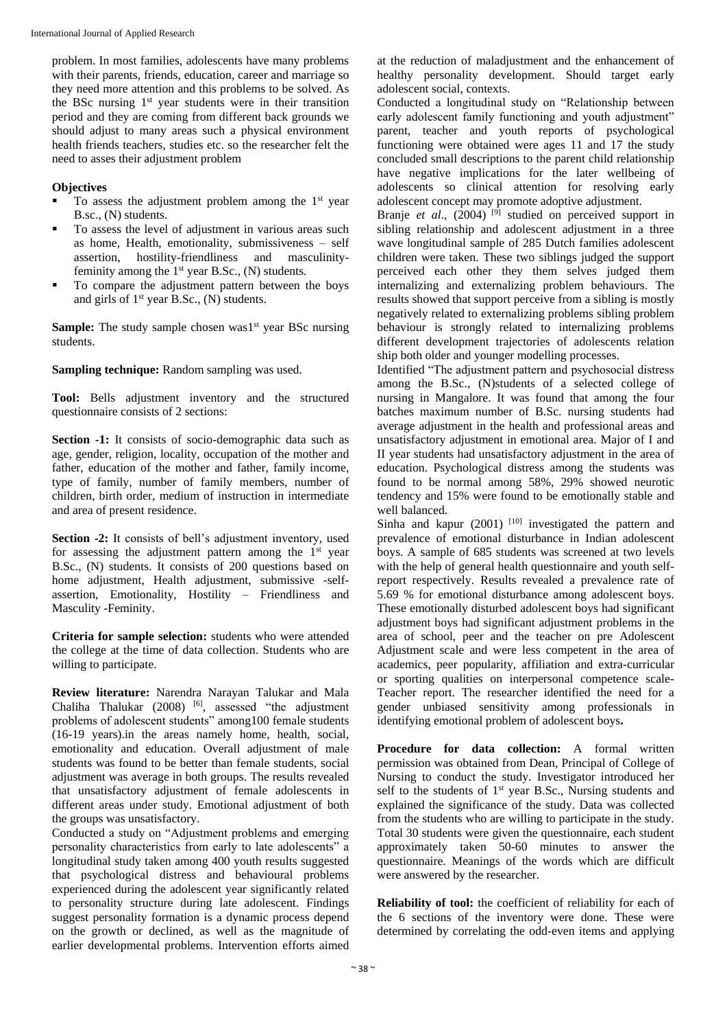problem. In most families, adolescents have many problems with their parents, friends, education, career and marriage so they need more attention and this problems to be solved. As the BSc nursing 1st year students were in their transition period and they are coming from different back grounds we should adjust to many areas such a physical environment health friends teachers, studies etc. so the researcher felt the need to asses their adjustment problem

**Objectives**

- To assess the adjustment problem among the 1st year B.sc., (N) students.
- To assess the level of adjustment in various areas such as home, Health, emotionality, submissiveness – self assertion, hostility-friendliness and masculinity-feminity among the 1st year B.Sc., (N) students.
- To compare the adjustment pattern between the boys and girls of 1st year B.Sc., (N) students.

**Sample:** The study sample chosen was1st year BSc nursing students.

**Sampling technique:** Random sampling was used.

**Tool:** Bells adjustment inventory and the structured questionnaire consists of 2 sections:

**Section -1:** It consists of socio-demographic data such as age, gender, religion, locality, occupation of the mother and father, education of the mother and father, family income, type of family, number of family members, number of children, birth order, medium of instruction in intermediate and area of present residence.

**Section -2:** It consists of bell's adjustment inventory, used for assessing the adjustment pattern among the 1st year B.Sc., (N) students. It consists of 200 questions based on home adjustment, Health adjustment, submissive -self-assertion, Emotionality, Hostility – Friendliness and Masculity -Feminity.

**Criteria for sample selection:** students who were attended the college at the time of data collection. Students who are willing to participate.

**Review literature:** Narendra Narayan Talukar and Mala Chaliha Thalukar (2008) [6], assessed "the adjustment problems of adolescent students" among100 female students (16-19 years).in the areas namely home, health, social, emotionality and education. Overall adjustment of male students was found to be better than female students, social adjustment was average in both groups. The results revealed that unsatisfactory adjustment of female adolescents in different areas under study. Emotional adjustment of both the groups was unsatisfactory.

Conducted a study on "Adjustment problems and emerging personality characteristics from early to late adolescents" a longitudinal study taken among 400 youth results suggested that psychological distress and behavioural problems experienced during the adolescent year significantly related to personality structure during late adolescent. Findings suggest personality formation is a dynamic process depend on the growth or declined, as well as the magnitude of earlier developmental problems. Intervention efforts aimed at the reduction of maladjustment and the enhancement of healthy personality development. Should target early adolescent social, contexts.

Conducted a longitudinal study on "Relationship between early adolescent family functioning and youth adjustment" parent, teacher and youth reports of psychological functioning were obtained were ages 11 and 17 the study concluded small descriptions to the parent child relationship have negative implications for the later wellbeing of adolescents so clinical attention for resolving early adolescent concept may promote adoptive adjustment.

Branje *et al*., (2004) [9] studied on perceived support in sibling relationship and adolescent adjustment in a three wave longitudinal sample of 285 Dutch families adolescent children were taken. These two siblings judged the support perceived each other they them selves judged them internalizing and externalizing problem behaviours. The results showed that support perceive from a sibling is mostly negatively related to externalizing problems sibling problem behaviour is strongly related to internalizing problems different development trajectories of adolescents relation ship both older and younger modelling processes.

Identified "The adjustment pattern and psychosocial distress among the B.Sc., (N)students of a selected college of nursing in Mangalore. It was found that among the four batches maximum number of B.Sc. nursing students had average adjustment in the health and professional areas and unsatisfactory adjustment in emotional area. Major of I and II year students had unsatisfactory adjustment in the area of education. Psychological distress among the students was found to be normal among 58%, 29% showed neurotic tendency and 15% were found to be emotionally stable and well balanced.

Sinha and kapur (2001) [10] investigated the pattern and prevalence of emotional disturbance in Indian adolescent boys. A sample of 685 students was screened at two levels with the help of general health questionnaire and youth self-report respectively. Results revealed a prevalence rate of 5.69 % for emotional disturbance among adolescent boys. These emotionally disturbed adolescent boys had significant adjustment boys had significant adjustment problems in the area of school, peer and the teacher on pre Adolescent Adjustment scale and were less competent in the area of academics, peer popularity, affiliation and extra-curricular or sporting qualities on interpersonal competence scale-Teacher report. The researcher identified the need for a gender unbiased sensitivity among professionals in identifying emotional problem of adolescent boys**.**

**Procedure for data collection:** A formal written permission was obtained from Dean, Principal of College of Nursing to conduct the study. Investigator introduced her self to the students of 1st year B.Sc., Nursing students and explained the significance of the study. Data was collected from the students who are willing to participate in the study. Total 30 students were given the questionnaire, each student approximately taken 50-60 minutes to answer the questionnaire. Meanings of the words which are difficult were answered by the researcher.

**Reliability of tool:** the coefficient of reliability for each of the 6 sections of the inventory were done. These were determined by correlating the odd-even items and applying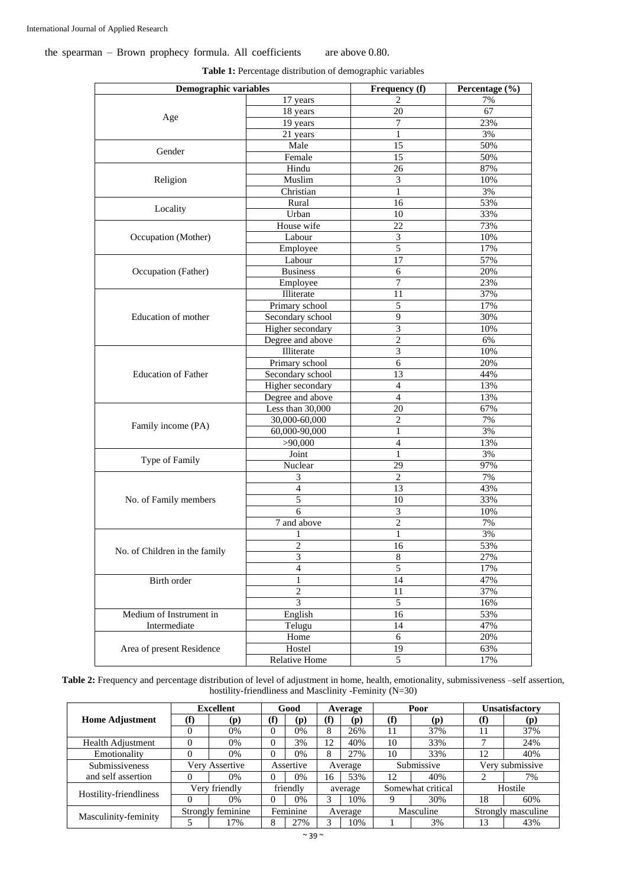the spearman – Brown prophecy formula. All coefficients are above 0.80.

**Table 1:** Percentage distribution of demographic variables

| Demographic variables | | Frequency (f) | Percentage (%) |
|---|---|---|---|
| Age | 17 years | 2 | 7% |
| | 18 years | 20 | 67 |
| | 19 years | 7 | 23% |
| | 21 years | 1 | 3% |
| Gender | Male | 15 | 50% |
| | Female | 15 | 50% |
| Religion | Hindu | 26 | 87% |
| | Muslim | 3 | 10% |
| | Christian | 1 | 3% |
| Locality | Rural | 16 | 53% |
| | Urban | 10 | 33% |
| Occupation (Mother) | House wife | 22 | 73% |
| | Labour | 3 | 10% |
| | Employee | 5 | 17% |
| Occupation (Father) | Labour | 17 | 57% |
| | Business | 6 | 20% |
| | Employee | 7 | 23% |
| Education of mother | Illiterate | 11 | 37% |
| | Primary school | 5 | 17% |
| | Secondary school | 9 | 30% |
| | Higher secondary | 3 | 10% |
| | Degree and above | 2 | 6% |
| Education of Father | Illiterate | 3 | 10% |
| | Primary school | 6 | 20% |
| | Secondary school | 13 | 44% |
| | Higher secondary | 4 | 13% |
| | Degree and above | 4 | 13% |
| Family income (PA) | Less than 30,000 | 20 | 67% |
| | 30,000-60,000 | 2 | 7% |
| | 60,000-90,000 | 1 | 3% |
| | >90,000 | 4 | 13% |
| Type of Family | Joint | 1 | 3% |
| | Nuclear | 29 | 97% |
| No. of Family members | 3 | 2 | 7% |
| | 4 | 13 | 43% |
| | 5 | 10 | 33% |
| | 6 | 3 | 10% |
| | 7 and above | 2 | 7% |
| No. of Children in the family | 1 | 1 | 3% |
| | 2 | 16 | 53% |
| | 3 | 8 | 27% |
| | 4 | 5 | 17% |
| Birth order | 1 | 14 | 47% |
| | 2 | 11 | 37% |
| | 3 | 5 | 16% |
| Medium of Instrument in Intermediate | English | 16 | 53% |
| | Telugu | 14 | 47% |
| Area of present Residence | Home | 6 | 20% |
| | Hostel | 19 | 63% |
| | Relative Home | 5 | 17% |

**Table 2:** Frequency and percentage distribution of level of adjustment in home, health, emotionality, submissiveness –self assertion, hostility-friendliness and Masclinity -Feminity (N=30)

| Home Adjustment | Excellent | | Good | | Average | | Poor | | Unsatisfactory | |
|---|---|---|---|---|---|---|---|---|---|---|
| | (f) | (p) | (f) | (p) | (f) | (p) | (f) | (p) | (f) | (p) |
| | 0 | 0% | 0 | 0% | 8 | 26% | 11 | 37% | 11 | 37% |
| Health Adjustment | 0 | 0% | 0 | 3% | 12 | 40% | 10 | 33% | 7 | 24% |
| Emotionality | 0 | 0% | 0 | 0% | 8 | 27% | 10 | 33% | 12 | 40% |
| Submissiveness and self assertion | Very Assertive | | Assertive | | Average | | Submissive | | Very submissive | |
| | 0 | 0% | 0 | 0% | 16 | 53% | 12 | 40% | 2 | 7% |
| Hostility-friendliness | Very friendly | | friendly | | average | | Somewhat critical | | Hostile | |
| | 0 | 0% | 0 | 0% | 3 | 10% | 9 | 30% | 18 | 60% |
| Masculinity-feminity | Strongly feminine | | Feminine | | Average | | Masculine | | Strongly masculine | |
| | 5 | 17% | 8 | 27% | 3 | 10% | 1 | 3% | 13 | 43% |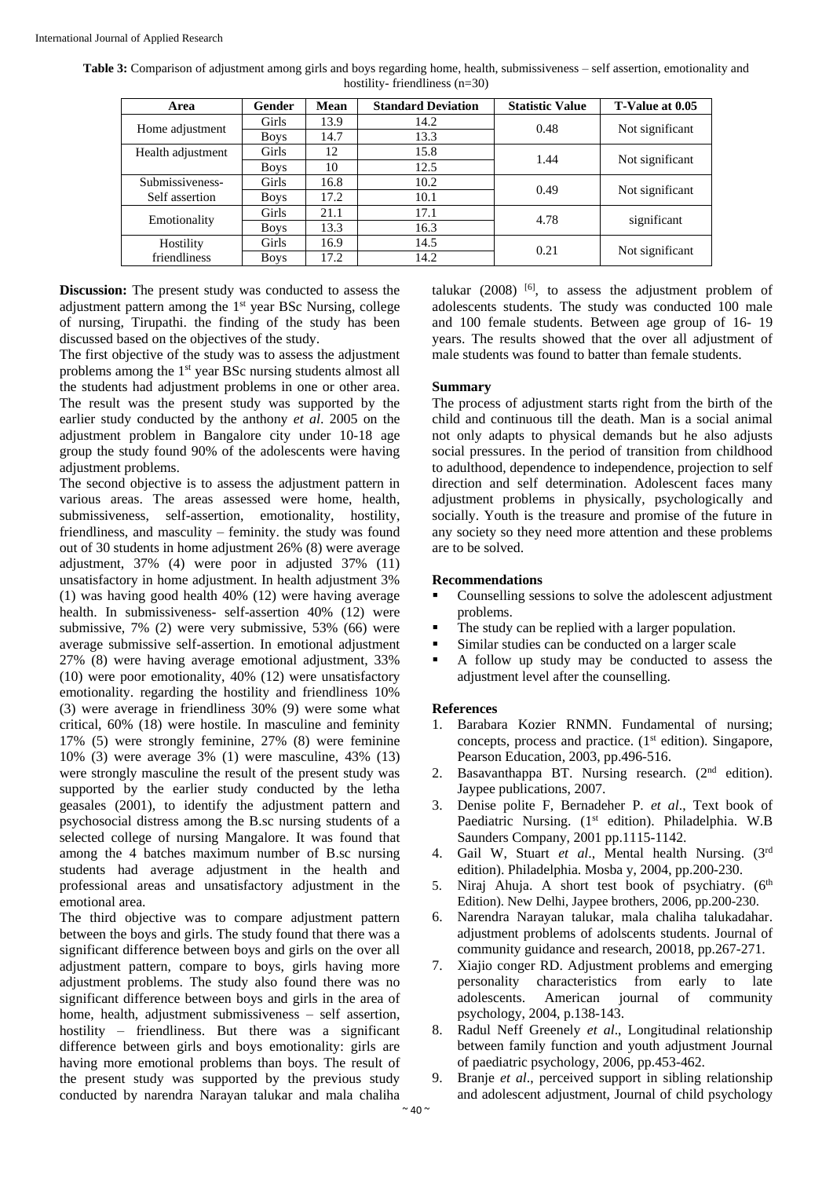**Table 3:** Comparison of adjustment among girls and boys regarding home, health, submissiveness – self assertion, emotionality and hostility- friendliness (n=30)

| Area | Gender | Mean | Standard Deviation | Statistic Value | T-Value at 0.05 |
|---|---|---|---|---|---|
| Home adjustment | Girls | 13.9 | 14.2 | 0.48 | Not significant |
| | Boys | 14.7 | 13.3 | | |
| Health adjustment | Girls | 12 | 15.8 | 1.44 | Not significant |
| | Boys | 10 | 12.5 | | |
| Submissiveness-Self assertion | Girls | 16.8 | 10.2 | 0.49 | Not significant |
| | Boys | 17.2 | 10.1 | | |
| Emotionality | Girls | 21.1 | 17.1 | 4.78 | significant |
| | Boys | 13.3 | 16.3 | | |
| Hostility friendliness | Girls | 16.9 | 14.5 | 0.21 | Not significant |
| | Boys | 17.2 | 14.2 | | |

**Discussion:** The present study was conducted to assess the adjustment pattern among the 1st year BSc Nursing, college of nursing, Tirupathi. the finding of the study has been discussed based on the objectives of the study.

The first objective of the study was to assess the adjustment problems among the 1st year BSc nursing students almost all the students had adjustment problems in one or other area. The result was the present study was supported by the earlier study conducted by the anthony *et al*. 2005 on the adjustment problem in Bangalore city under 10-18 age group the study found 90% of the adolescents were having adjustment problems.

The second objective is to assess the adjustment pattern in various areas. The areas assessed were home, health, submissiveness, self-assertion, emotionality, hostility, friendliness, and masculity – feminity. the study was found out of 30 students in home adjustment 26% (8) were average adjustment, 37% (4) were poor in adjusted 37% (11) unsatisfactory in home adjustment. In health adjustment 3% (1) was having good health 40% (12) were having average health. In submissiveness- self-assertion 40% (12) were submissive, 7% (2) were very submissive, 53% (66) were average submissive self-assertion. In emotional adjustment 27% (8) were having average emotional adjustment, 33% (10) were poor emotionality, 40% (12) were unsatisfactory emotionality. regarding the hostility and friendliness 10% (3) were average in friendliness 30% (9) were some what critical, 60% (18) were hostile. In masculine and feminity 17% (5) were strongly feminine, 27% (8) were feminine 10% (3) were average 3% (1) were masculine, 43% (13) were strongly masculine the result of the present study was supported by the earlier study conducted by the letha geasales (2001), to identify the adjustment pattern and psychosocial distress among the B.sc nursing students of a selected college of nursing Mangalore. It was found that among the 4 batches maximum number of B.sc nursing students had average adjustment in the health and professional areas and unsatisfactory adjustment in the emotional area.

The third objective was to compare adjustment pattern between the boys and girls. The study found that there was a significant difference between boys and girls on the over all adjustment pattern, compare to boys, girls having more adjustment problems. The study also found there was no significant difference between boys and girls in the area of home, health, adjustment submissiveness – self assertion, hostility – friendliness. But there was a significant difference between girls and boys emotionality: girls are having more emotional problems than boys. The result of the present study was supported by the previous study conducted by narendra Narayan talukar and mala chaliha talukar (2008) [6], to assess the adjustment problem of adolescents students. The study was conducted 100 male and 100 female students. Between age group of 16- 19 years. The results showed that the over all adjustment of male students was found to batter than female students.

## Summary

The process of adjustment starts right from the birth of the child and continuous till the death. Man is a social animal not only adapts to physical demands but he also adjusts social pressures. In the period of transition from childhood to adulthood, dependence to independence, projection to self direction and self determination. Adolescent faces many adjustment problems in physically, psychologically and socially. Youth is the treasure and promise of the future in any society so they need more attention and these problems are to be solved.

## Recommendations

- Counselling sessions to solve the adolescent adjustment problems.
- The study can be replied with a larger population.
- Similar studies can be conducted on a larger scale
- A follow up study may be conducted to assess the adjustment level after the counselling.

## References

1. Barabara Kozier RNMN. Fundamental of nursing; concepts, process and practice. (1st edition). Singapore, Pearson Education, 2003, pp.496-516.
2. Basavanthappa BT. Nursing research. (2nd edition). Jaypee publications, 2007.
3. Denise polite F, Bernadeher P. *et al*., Text book of Paediatric Nursing. (1st edition). Philadelphia. W.B Saunders Company, 2001 pp.1115-1142.
4. Gail W, Stuart *et al*., Mental health Nursing. (3rd edition). Philadelphia. Mosba y, 2004, pp.200-230.
5. Niraj Ahuja. A short test book of psychiatry. (6th Edition). New Delhi, Jaypee brothers, 2006, pp.200-230.
6. Narendra Narayan talukar, mala chaliha talukadahar. adjustment problems of adolscents students. Journal of community guidance and research, 20018, pp.267-271.
7. Xiajio conger RD. Adjustment problems and emerging personality characteristics from early to late adolescents. American journal of community psychology, 2004, p.138-143.
8. Radul Neff Greenely *et al*., Longitudinal relationship between family function and youth adjustment Journal of paediatric psychology, 2006, pp.453-462.
9. Branje *et al*., perceived support in sibling relationship and adolescent adjustment, Journal of child psychology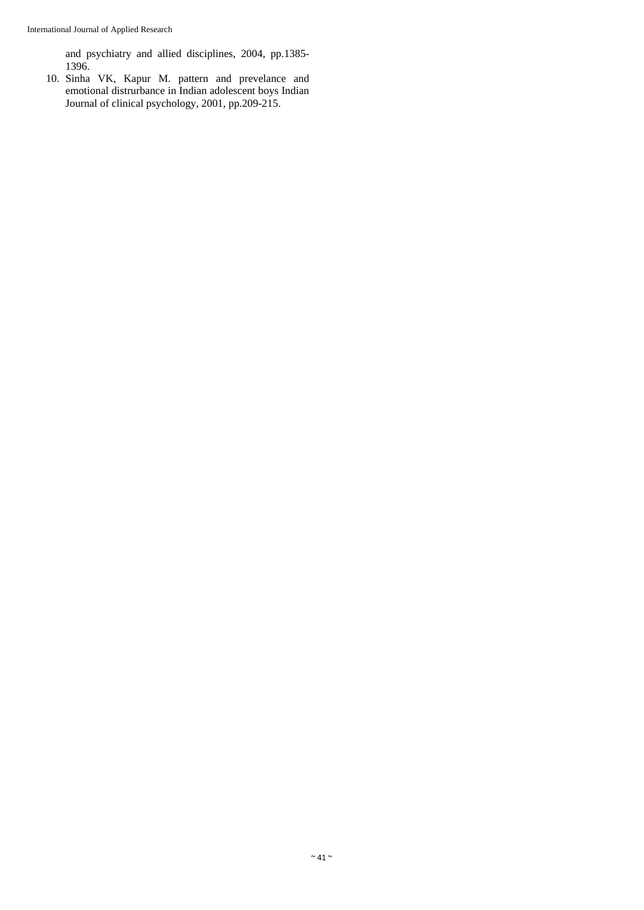and psychiatry and allied disciplines, 2004, pp.1385-1396.

10. Sinha VK, Kapur M. pattern and prevelance and emotional distrurbance in Indian adolescent boys Indian Journal of clinical psychology, 2001, pp.209-215.